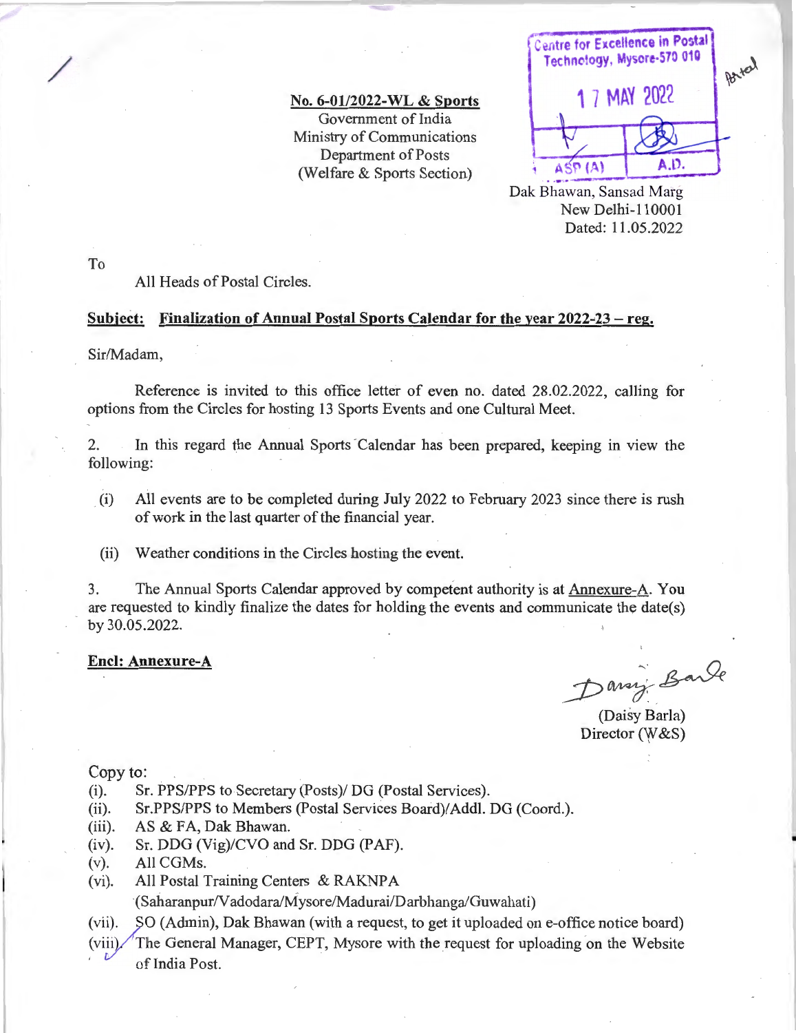**No. 6-01/2022-WL & Sports**
Government of India
Ministry of Communications
Department of Posts
(Welfare & Sports Section)

Centre for Excellence in Postal Technology, Mysore-570 010
17 MAY 2022
ASP (A) | A.D.

Dak Bhawan, Sansad Marg
New Delhi-110001
Dated: 11.05.2022

To

All Heads of Postal Circles.

**Subject: Finalization of Annual Postal Sports Calendar for the year 2022-23 – reg.**

Sir/Madam,

Reference is invited to this office letter of even no. dated 28.02.2022, calling for options from the Circles for hosting 13 Sports Events and one Cultural Meet.

2. In this regard the Annual Sports Calendar has been prepared, keeping in view the following:

(i) All events are to be completed during July 2022 to February 2023 since there is rush of work in the last quarter of the financial year.

(ii) Weather conditions in the Circles hosting the event.

3. The Annual Sports Calendar approved by competent authority is at Annexure-A. You are requested to kindly finalize the dates for holding the events and communicate the date(s) by 30.05.2022.

**Encl: Annexure-A**

(Daisy Barla)
Director (W&S)

Copy to:

(i). Sr. PPS/PPS to Secretary (Posts)/ DG (Postal Services).
(ii). Sr.PPS/PPS to Members (Postal Services Board)/Addl. DG (Coord.).
(iii). AS & FA, Dak Bhawan.
(iv). Sr. DDG (Vig)/CVO and Sr. DDG (PAF).
(v). All CGMs.
(vi). All Postal Training Centers & RAKNPA (Saharanpur/Vadodara/Mysore/Madurai/Darbhanga/Guwahati)
(vii). SO (Admin), Dak Bhawan (with a request, to get it uploaded on e-office notice board)
(viii). The General Manager, CEPT, Mysore with the request for uploading on the Website of India Post.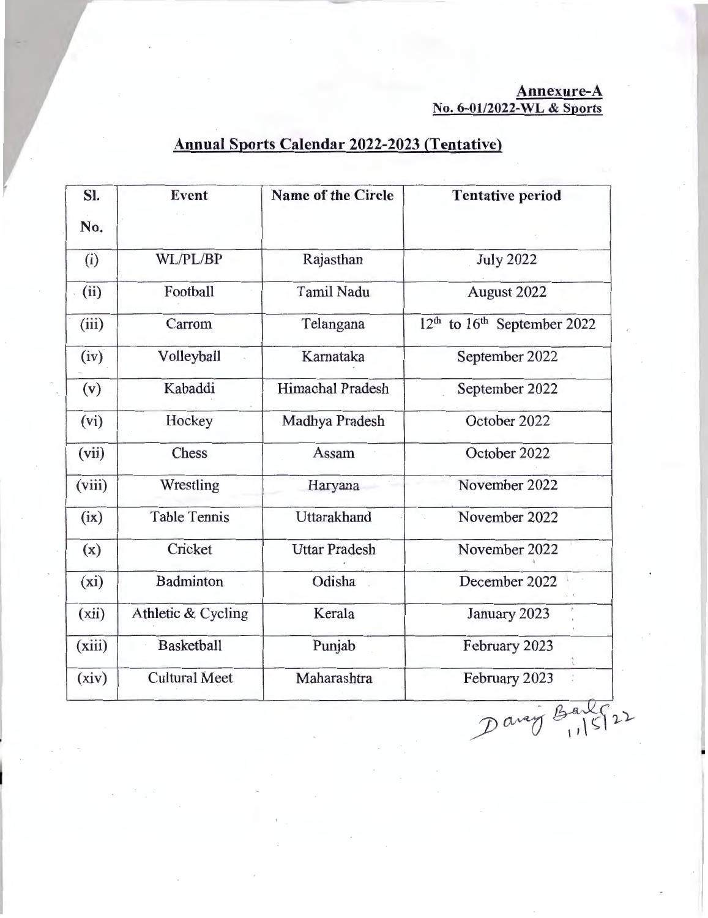**Annexure-A**
**No. 6-01/2022-WL & Sports**

## Annual Sports Calendar 2022-2023 (Tentative)

| Sl. No. | Event | Name of the Circle | Tentative period |
|---|---|---|---|
| (i) | WL/PL/BP | Rajasthan | July 2022 |
| (ii) | Football | Tamil Nadu | August 2022 |
| (iii) | Carrom | Telangana | 12th to 16th September 2022 |
| (iv) | Volleyball | Karnataka | September 2022 |
| (v) | Kabaddi | Himachal Pradesh | September 2022 |
| (vi) | Hockey | Madhya Pradesh | October 2022 |
| (vii) | Chess | Assam | October 2022 |
| (viii) | Wrestling | Haryana | November 2022 |
| (ix) | Table Tennis | Uttarakhand | November 2022 |
| (x) | Cricket | Uttar Pradesh | November 2022 |
| (xi) | Badminton | Odisha | December 2022 |
| (xii) | Athletic & Cycling | Kerala | January 2023 |
| (xiii) | Basketball | Punjab | February 2023 |
| (xiv) | Cultural Meet | Maharashtra | February 2023 |

Daray Barle
11/5/22